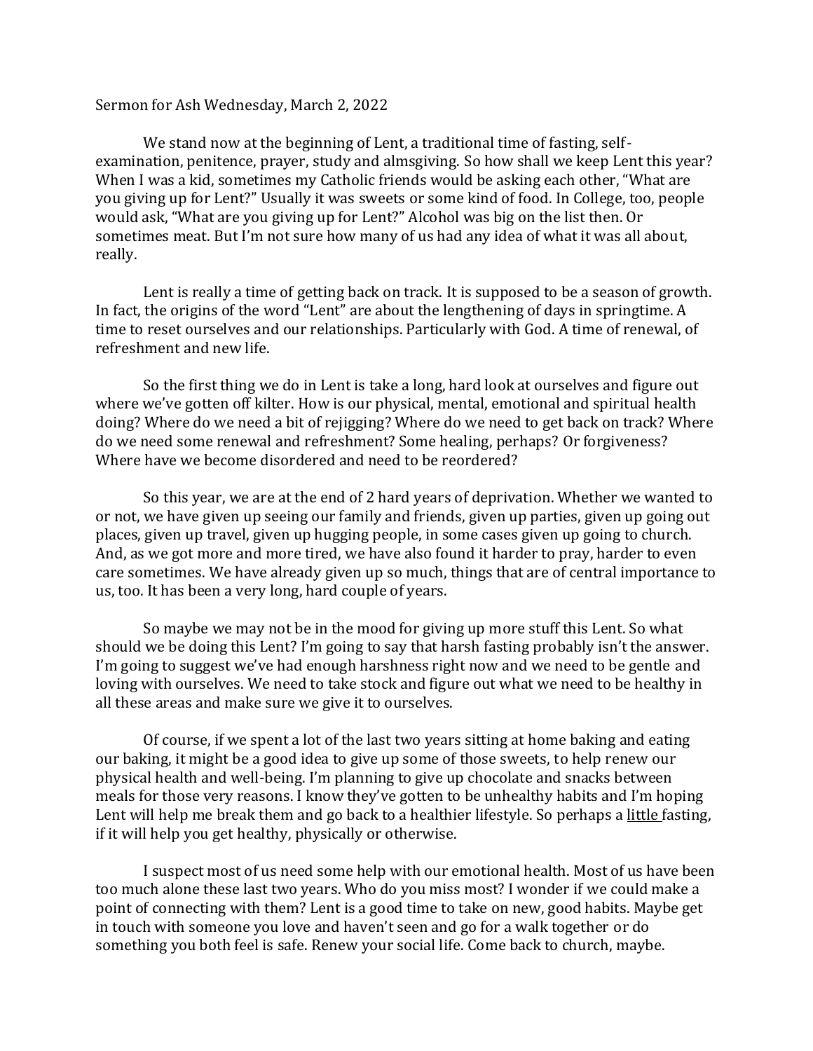Sermon for Ash Wednesday, March 2, 2022

We stand now at the beginning of Lent, a traditional time of fasting, self-examination, penitence, prayer, study and almsgiving. So how shall we keep Lent this year? When I was a kid, sometimes my Catholic friends would be asking each other, "What are you giving up for Lent?" Usually it was sweets or some kind of food. In College, too, people would ask, "What are you giving up for Lent?" Alcohol was big on the list then. Or sometimes meat. But I'm not sure how many of us had any idea of what it was all about, really.

Lent is really a time of getting back on track. It is supposed to be a season of growth. In fact, the origins of the word "Lent" are about the lengthening of days in springtime. A time to reset ourselves and our relationships. Particularly with God. A time of renewal, of refreshment and new life.

So the first thing we do in Lent is take a long, hard look at ourselves and figure out where we've gotten off kilter. How is our physical, mental, emotional and spiritual health doing? Where do we need a bit of rejigging? Where do we need to get back on track? Where do we need some renewal and refreshment? Some healing, perhaps? Or forgiveness? Where have we become disordered and need to be reordered?

So this year, we are at the end of 2 hard years of deprivation. Whether we wanted to or not, we have given up seeing our family and friends, given up parties, given up going out places, given up travel, given up hugging people, in some cases given up going to church. And, as we got more and more tired, we have also found it harder to pray, harder to even care sometimes. We have already given up so much, things that are of central importance to us, too. It has been a very long, hard couple of years.

So maybe we may not be in the mood for giving up more stuff this Lent. So what should we be doing this Lent? I'm going to say that harsh fasting probably isn't the answer. I'm going to suggest we've had enough harshness right now and we need to be gentle and loving with ourselves. We need to take stock and figure out what we need to be healthy in all these areas and make sure we give it to ourselves.

Of course, if we spent a lot of the last two years sitting at home baking and eating our baking, it might be a good idea to give up some of those sweets, to help renew our physical health and well-being. I'm planning to give up chocolate and snacks between meals for those very reasons. I know they've gotten to be unhealthy habits and I'm hoping Lent will help me break them and go back to a healthier lifestyle. So perhaps a <u>little</u> fasting, if it will help you get healthy, physically or otherwise.

I suspect most of us need some help with our emotional health. Most of us have been too much alone these last two years. Who do you miss most? I wonder if we could make a point of connecting with them? Lent is a good time to take on new, good habits. Maybe get in touch with someone you love and haven't seen and go for a walk together or do something you both feel is safe. Renew your social life. Come back to church, maybe.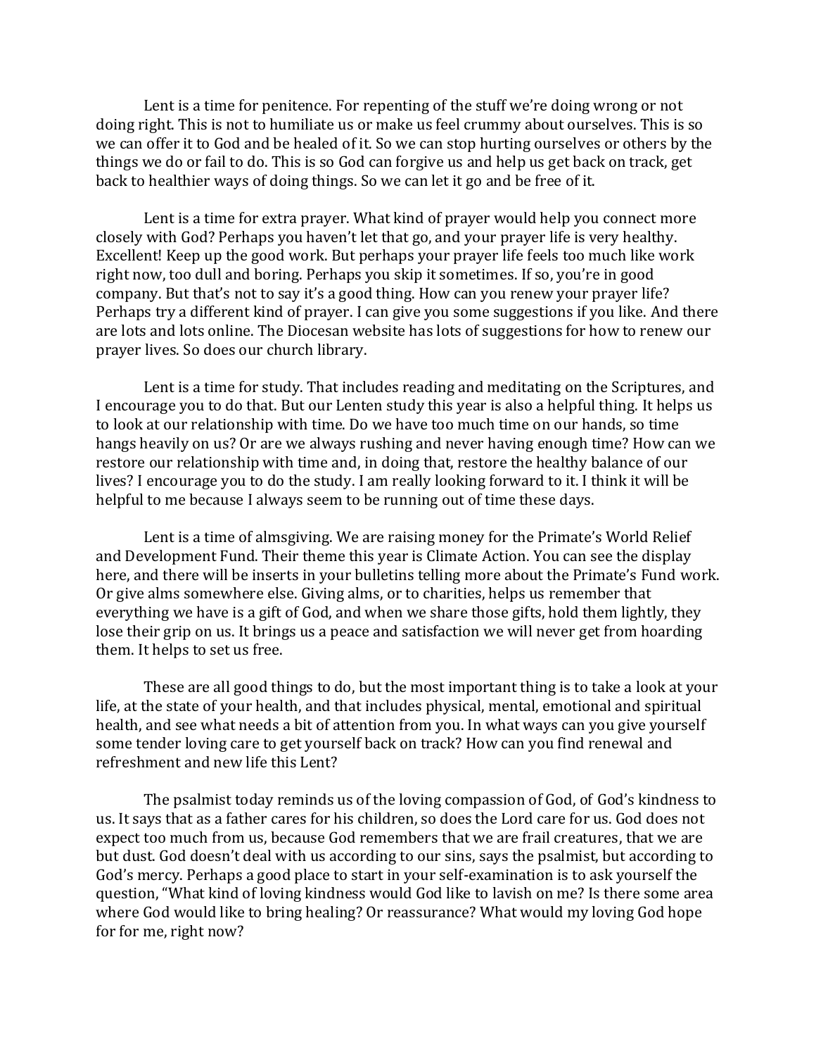Lent is a time for penitence. For repenting of the stuff we're doing wrong or not doing right. This is not to humiliate us or make us feel crummy about ourselves. This is so we can offer it to God and be healed of it. So we can stop hurting ourselves or others by the things we do or fail to do. This is so God can forgive us and help us get back on track, get back to healthier ways of doing things. So we can let it go and be free of it.

Lent is a time for extra prayer. What kind of prayer would help you connect more closely with God? Perhaps you haven't let that go, and your prayer life is very healthy. Excellent! Keep up the good work. But perhaps your prayer life feels too much like work right now, too dull and boring. Perhaps you skip it sometimes. If so, you're in good company. But that's not to say it's a good thing. How can you renew your prayer life? Perhaps try a different kind of prayer. I can give you some suggestions if you like. And there are lots and lots online. The Diocesan website has lots of suggestions for how to renew our prayer lives. So does our church library.

Lent is a time for study. That includes reading and meditating on the Scriptures, and I encourage you to do that. But our Lenten study this year is also a helpful thing. It helps us to look at our relationship with time. Do we have too much time on our hands, so time hangs heavily on us? Or are we always rushing and never having enough time? How can we restore our relationship with time and, in doing that, restore the healthy balance of our lives? I encourage you to do the study. I am really looking forward to it. I think it will be helpful to me because I always seem to be running out of time these days.

Lent is a time of almsgiving. We are raising money for the Primate's World Relief and Development Fund. Their theme this year is Climate Action. You can see the display here, and there will be inserts in your bulletins telling more about the Primate's Fund work. Or give alms somewhere else. Giving alms, or to charities, helps us remember that everything we have is a gift of God, and when we share those gifts, hold them lightly, they lose their grip on us. It brings us a peace and satisfaction we will never get from hoarding them. It helps to set us free.

These are all good things to do, but the most important thing is to take a look at your life, at the state of your health, and that includes physical, mental, emotional and spiritual health, and see what needs a bit of attention from you. In what ways can you give yourself some tender loving care to get yourself back on track? How can you find renewal and refreshment and new life this Lent?

The psalmist today reminds us of the loving compassion of God, of God's kindness to us. It says that as a father cares for his children, so does the Lord care for us. God does not expect too much from us, because God remembers that we are frail creatures, that we are but dust. God doesn't deal with us according to our sins, says the psalmist, but according to God's mercy. Perhaps a good place to start in your self-examination is to ask yourself the question, "What kind of loving kindness would God like to lavish on me? Is there some area where God would like to bring healing? Or reassurance? What would my loving God hope for for me, right now?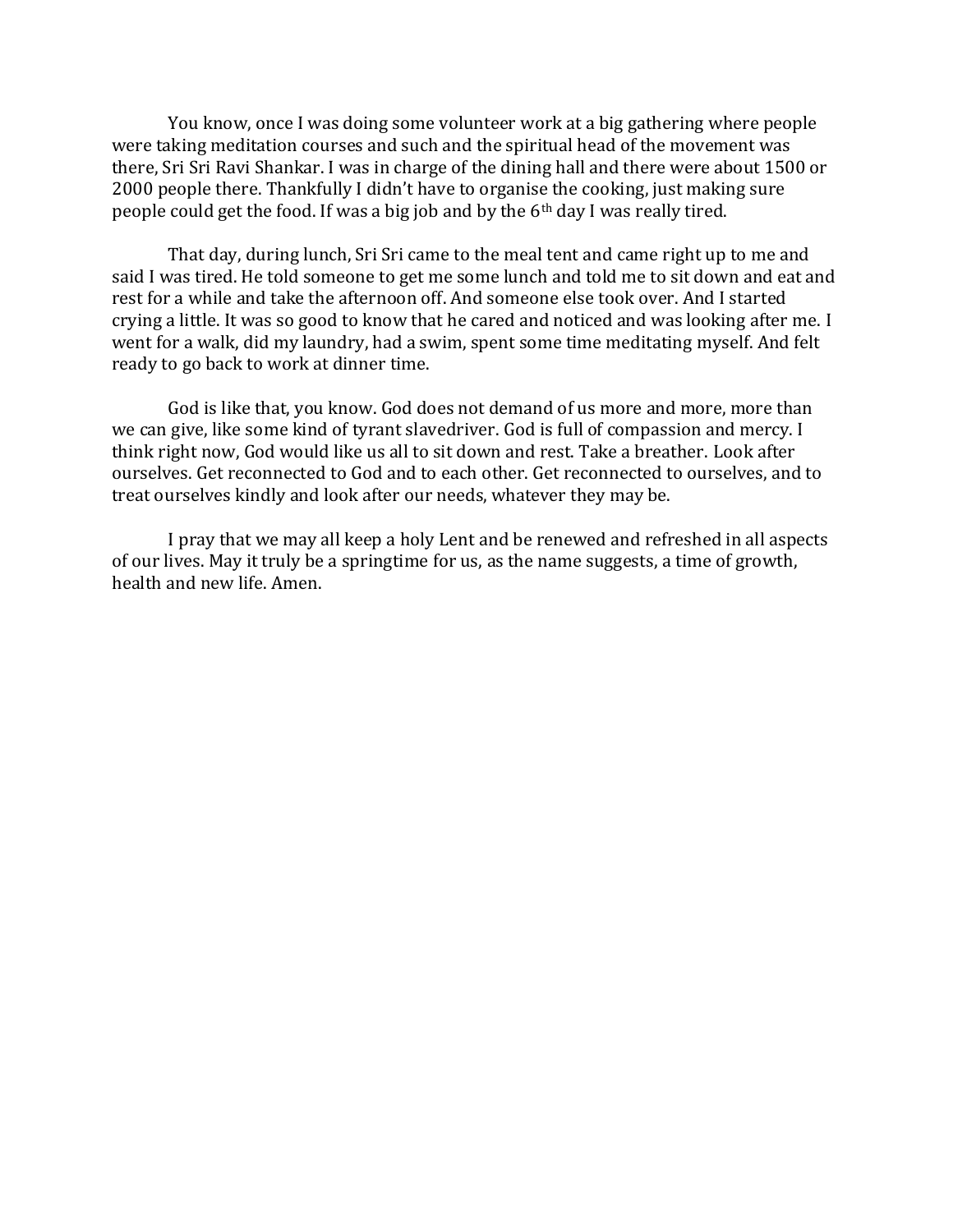You know, once I was doing some volunteer work at a big gathering where people were taking meditation courses and such and the spiritual head of the movement was there, Sri Sri Ravi Shankar. I was in charge of the dining hall and there were about 1500 or 2000 people there. Thankfully I didn't have to organise the cooking, just making sure people could get the food. If was a big job and by the 6th day I was really tired.

That day, during lunch, Sri Sri came to the meal tent and came right up to me and said I was tired. He told someone to get me some lunch and told me to sit down and eat and rest for a while and take the afternoon off. And someone else took over. And I started crying a little. It was so good to know that he cared and noticed and was looking after me. I went for a walk, did my laundry, had a swim, spent some time meditating myself. And felt ready to go back to work at dinner time.

God is like that, you know. God does not demand of us more and more, more than we can give, like some kind of tyrant slavedriver. God is full of compassion and mercy. I think right now, God would like us all to sit down and rest. Take a breather. Look after ourselves. Get reconnected to God and to each other. Get reconnected to ourselves, and to treat ourselves kindly and look after our needs, whatever they may be.

I pray that we may all keep a holy Lent and be renewed and refreshed in all aspects of our lives. May it truly be a springtime for us, as the name suggests, a time of growth, health and new life. Amen.